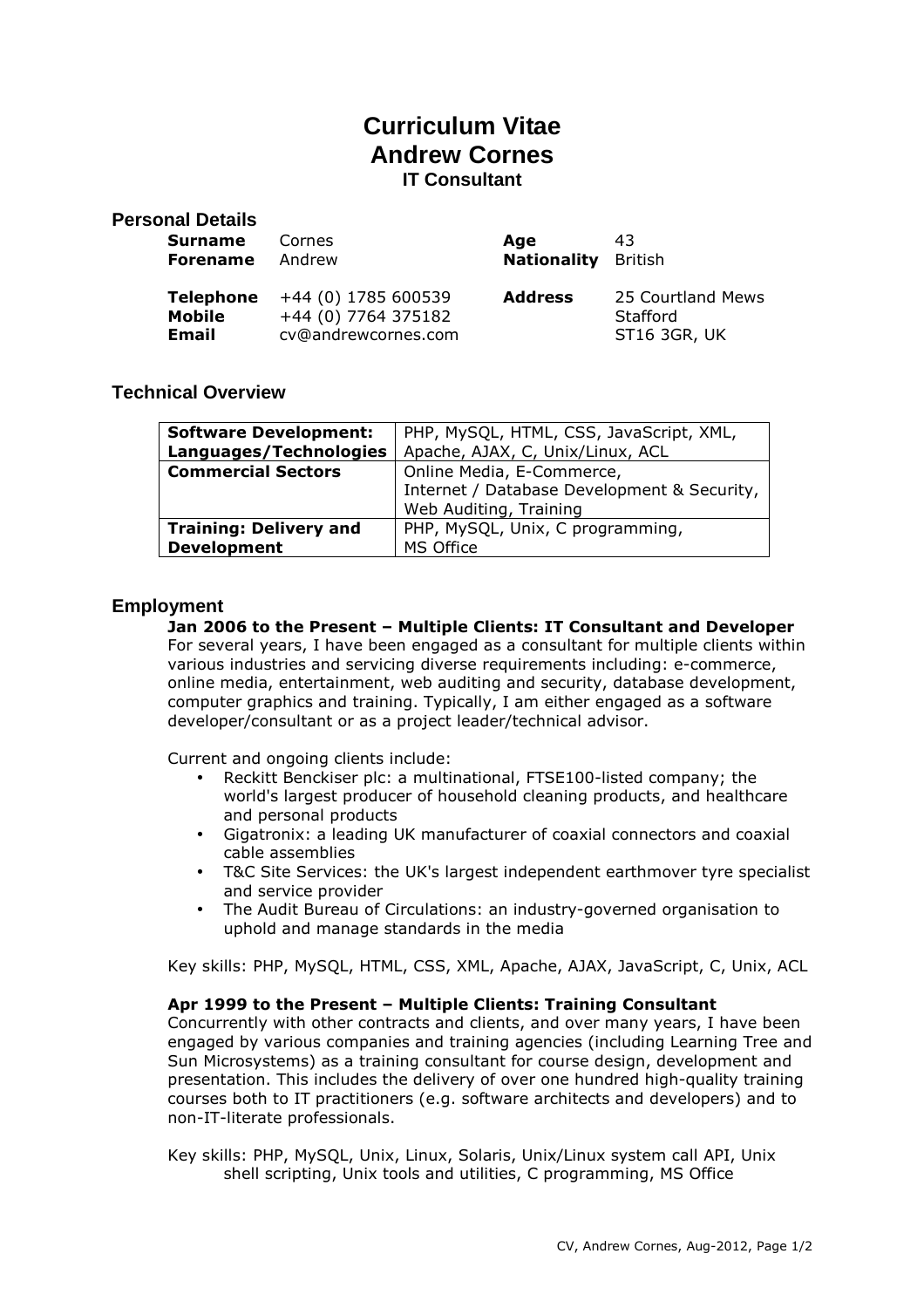# Curriculum Vitae
# Andrew Cornes
### IT Consultant

## Personal Details

| | | | |
|---|---|---|---|
| **Surname** | Cornes | **Age** | 43 |
| **Forename** | Andrew | **Nationality** | British |
| **Telephone** | +44 (0) 1785 600539 | **Address** | 25 Courtland Mews |
| **Mobile** | +44 (0) 7764 375182 | | Stafford |
| **Email** | cv@andrewcornes.com | | ST16 3GR, UK |

## Technical Overview

| | |
|---|---|
| **Software Development: Languages/Technologies** | PHP, MySQL, HTML, CSS, JavaScript, XML, Apache, AJAX, C, Unix/Linux, ACL |
| **Commercial Sectors** | Online Media, E-Commerce, Internet / Database Development & Security, Web Auditing, Training |
| **Training: Delivery and Development** | PHP, MySQL, Unix, C programming, MS Office |

## Employment

**Jan 2006 to the Present – Multiple Clients: IT Consultant and Developer**

For several years, I have been engaged as a consultant for multiple clients within various industries and servicing diverse requirements including: e-commerce, online media, entertainment, web auditing and security, database development, computer graphics and training. Typically, I am either engaged as a software developer/consultant or as a project leader/technical advisor.

Current and ongoing clients include:

- Reckitt Benckiser plc: a multinational, FTSE100-listed company; the world's largest producer of household cleaning products, and healthcare and personal products
- Gigatronix: a leading UK manufacturer of coaxial connectors and coaxial cable assemblies
- T&C Site Services: the UK's largest independent earthmover tyre specialist and service provider
- The Audit Bureau of Circulations: an industry-governed organisation to uphold and manage standards in the media

Key skills: PHP, MySQL, HTML, CSS, XML, Apache, AJAX, JavaScript, C, Unix, ACL

**Apr 1999 to the Present – Multiple Clients: Training Consultant**

Concurrently with other contracts and clients, and over many years, I have been engaged by various companies and training agencies (including Learning Tree and Sun Microsystems) as a training consultant for course design, development and presentation. This includes the delivery of over one hundred high-quality training courses both to IT practitioners (e.g. software architects and developers) and to non-IT-literate professionals.

Key skills: PHP, MySQL, Unix, Linux, Solaris, Unix/Linux system call API, Unix shell scripting, Unix tools and utilities, C programming, MS Office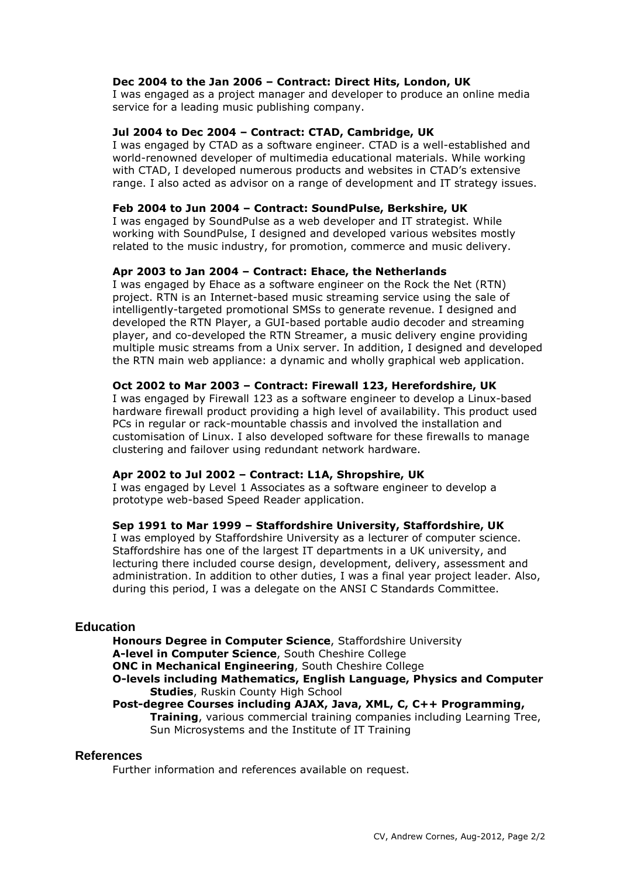**Dec 2004 to the Jan 2006 – Contract: Direct Hits, London, UK**
I was engaged as a project manager and developer to produce an online media service for a leading music publishing company.

**Jul 2004 to Dec 2004 – Contract: CTAD, Cambridge, UK**
I was engaged by CTAD as a software engineer. CTAD is a well-established and world-renowned developer of multimedia educational materials. While working with CTAD, I developed numerous products and websites in CTAD's extensive range. I also acted as advisor on a range of development and IT strategy issues.

**Feb 2004 to Jun 2004 – Contract: SoundPulse, Berkshire, UK**
I was engaged by SoundPulse as a web developer and IT strategist. While working with SoundPulse, I designed and developed various websites mostly related to the music industry, for promotion, commerce and music delivery.

**Apr 2003 to Jan 2004 – Contract: Ehace, the Netherlands**
I was engaged by Ehace as a software engineer on the Rock the Net (RTN) project. RTN is an Internet-based music streaming service using the sale of intelligently-targeted promotional SMSs to generate revenue. I designed and developed the RTN Player, a GUI-based portable audio decoder and streaming player, and co-developed the RTN Streamer, a music delivery engine providing multiple music streams from a Unix server. In addition, I designed and developed the RTN main web appliance: a dynamic and wholly graphical web application.

**Oct 2002 to Mar 2003 – Contract: Firewall 123, Herefordshire, UK**
I was engaged by Firewall 123 as a software engineer to develop a Linux-based hardware firewall product providing a high level of availability. This product used PCs in regular or rack-mountable chassis and involved the installation and customisation of Linux. I also developed software for these firewalls to manage clustering and failover using redundant network hardware.

**Apr 2002 to Jul 2002 – Contract: L1A, Shropshire, UK**
I was engaged by Level 1 Associates as a software engineer to develop a prototype web-based Speed Reader application.

**Sep 1991 to Mar 1999 – Staffordshire University, Staffordshire, UK**
I was employed by Staffordshire University as a lecturer of computer science. Staffordshire has one of the largest IT departments in a UK university, and lecturing there included course design, development, delivery, assessment and administration. In addition to other duties, I was a final year project leader. Also, during this period, I was a delegate on the ANSI C Standards Committee.

## Education

**Honours Degree in Computer Science**, Staffordshire University
**A-level in Computer Science**, South Cheshire College
**ONC in Mechanical Engineering**, South Cheshire College
**O-levels including Mathematics, English Language, Physics and Computer Studies**, Ruskin County High School
**Post-degree Courses including AJAX, Java, XML, C, C++ Programming, Training**, various commercial training companies including Learning Tree, Sun Microsystems and the Institute of IT Training

## References

Further information and references available on request.